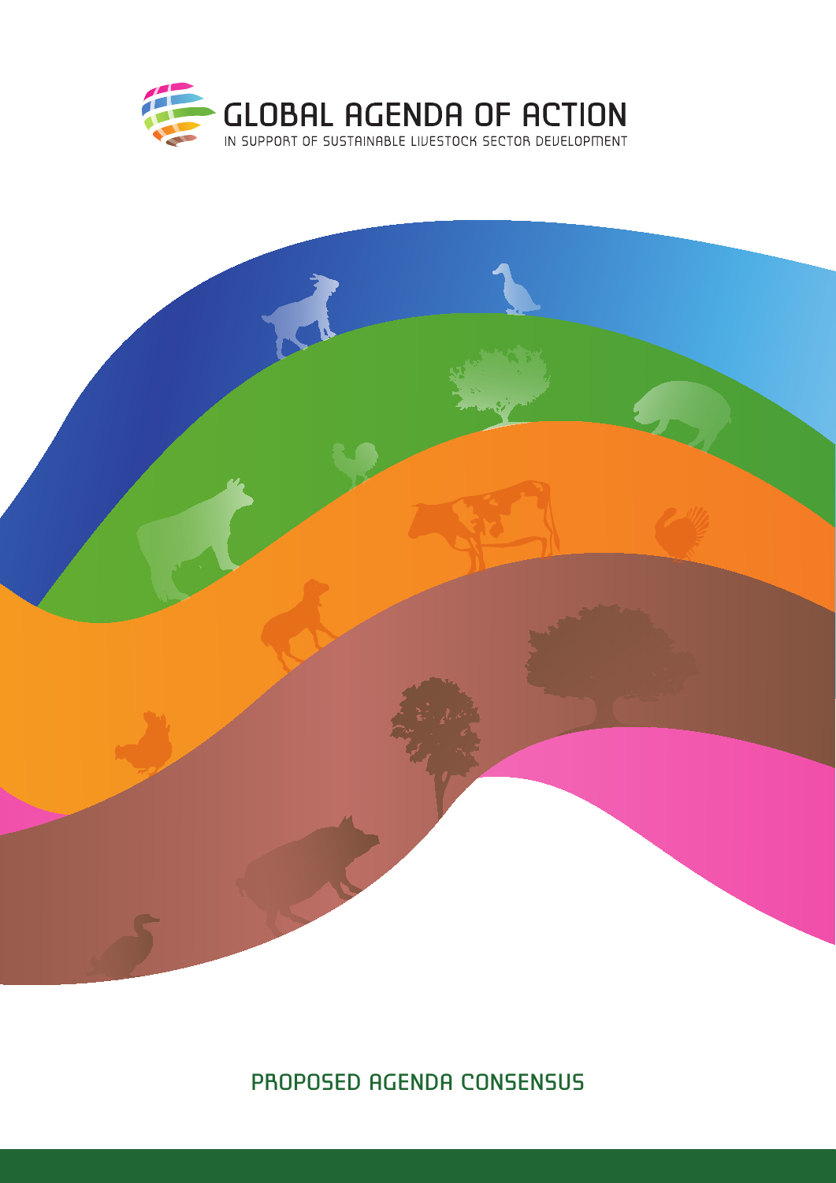# GLOBAL AGENDA OF ACTION

IN SUPPORT OF SUSTAINABLE LIVESTOCK SECTOR DEVELOPMENT

## PROPOSED AGENDA CONSENSUS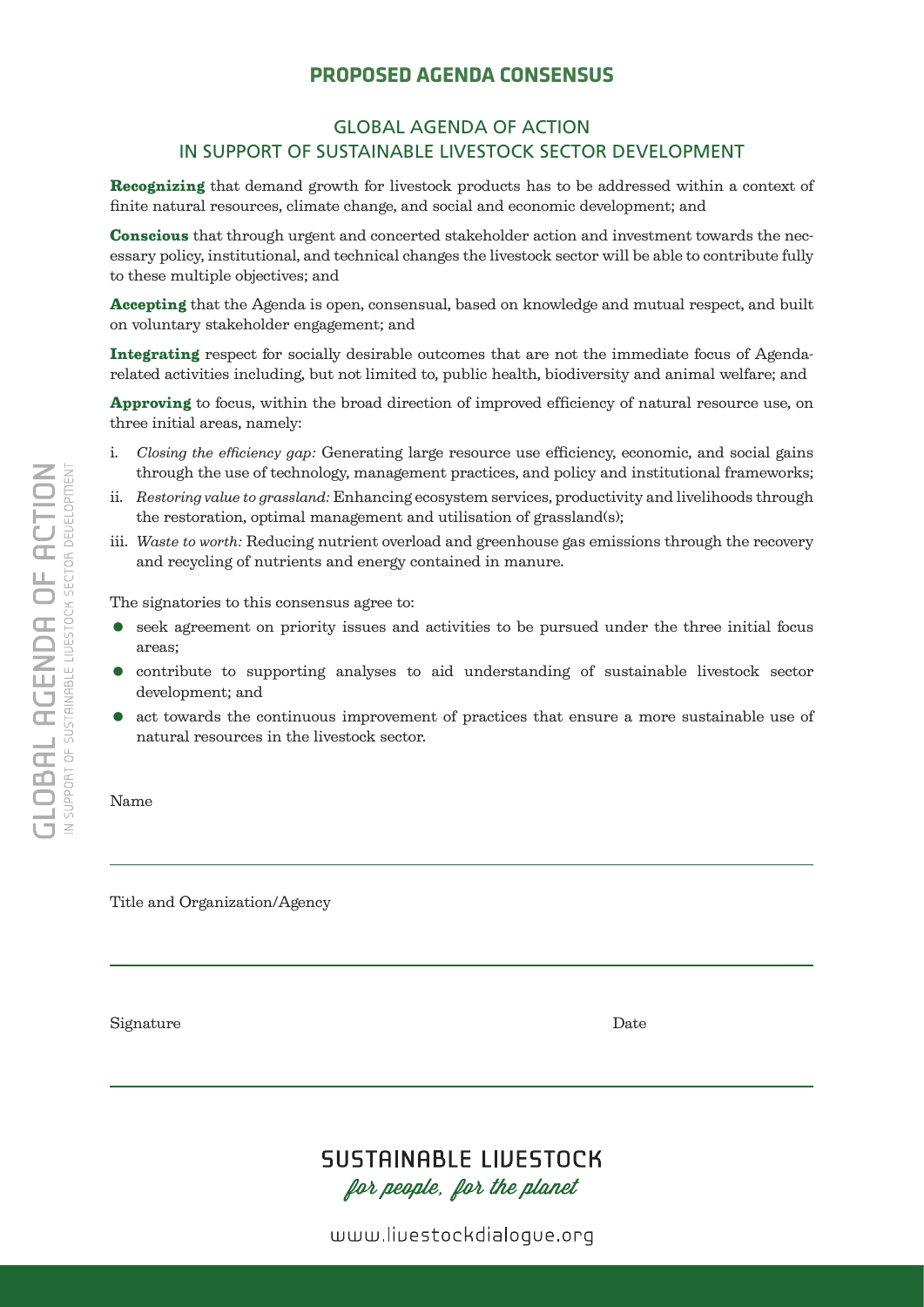# PROPOSED AGENDA CONSENSUS

## GLOBAL AGENDA OF ACTION IN SUPPORT OF SUSTAINABLE LIVESTOCK SECTOR DEVELOPMENT

**Recognizing** that demand growth for livestock products has to be addressed within a context of finite natural resources, climate change, and social and economic development; and

**Conscious** that through urgent and concerted stakeholder action and investment towards the necessary policy, institutional, and technical changes the livestock sector will be able to contribute fully to these multiple objectives; and

**Accepting** that the Agenda is open, consensual, based on knowledge and mutual respect, and built on voluntary stakeholder engagement; and

**Integrating** respect for socially desirable outcomes that are not the immediate focus of Agenda-related activities including, but not limited to, public health, biodiversity and animal welfare; and

**Approving** to focus, within the broad direction of improved efficiency of natural resource use, on three initial areas, namely:

i. *Closing the efficiency gap:* Generating large resource use efficiency, economic, and social gains through the use of technology, management practices, and policy and institutional frameworks;

ii. *Restoring value to grassland:* Enhancing ecosystem services, productivity and livelihoods through the restoration, optimal management and utilisation of grassland(s);

iii. *Waste to worth:* Reducing nutrient overload and greenhouse gas emissions through the recovery and recycling of nutrients and energy contained in manure.

The signatories to this consensus agree to:

- seek agreement on priority issues and activities to be pursued under the three initial focus areas;
- contribute to supporting analyses to aid understanding of sustainable livestock sector development; and
- act towards the continuous improvement of practices that ensure a more sustainable use of natural resources in the livestock sector.

Name

Title and Organization/Agency

Signature

Date

GLOBAL AGENDA OF ACTION
IN SUPPORT OF SUSTAINABLE LIVESTOCK SECTOR DEVELOPMENT

SUSTAINABLE LIVESTOCK
*for people, for the planet*

www.livestockdialogue.org